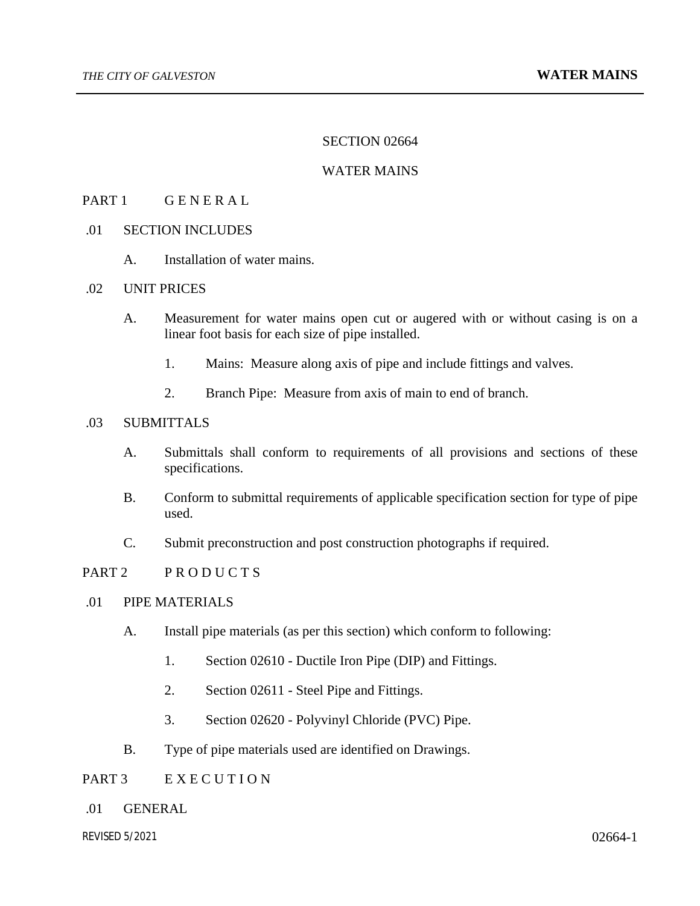# SECTION 02664

# WATER MAINS

## PART 1 G E N E R A L

### .01 SECTION INCLUDES

A. Installation of water mains.

### .02 UNIT PRICES

A. Measurement for water mains open cut or augered with or without casing is on a linear foot basis for each size of pipe installed.

1. Mains: Measure along axis of pipe and include fittings and valves.

2. Branch Pipe: Measure from axis of main to end of branch.

### .03 SUBMITTALS

A. Submittals shall conform to requirements of all provisions and sections of these specifications.

B. Conform to submittal requirements of applicable specification section for type of pipe used.

C. Submit preconstruction and post construction photographs if required.

## PART 2 P R O D U C T S

### .01 PIPE MATERIALS

A. Install pipe materials (as per this section) which conform to following:

1. Section 02610 - Ductile Iron Pipe (DIP) and Fittings.

2. Section 02611 - Steel Pipe and Fittings.

3. Section 02620 - Polyvinyl Chloride (PVC) Pipe.

B. Type of pipe materials used are identified on Drawings.

## PART 3 E X E C U T I O N

### .01 GENERAL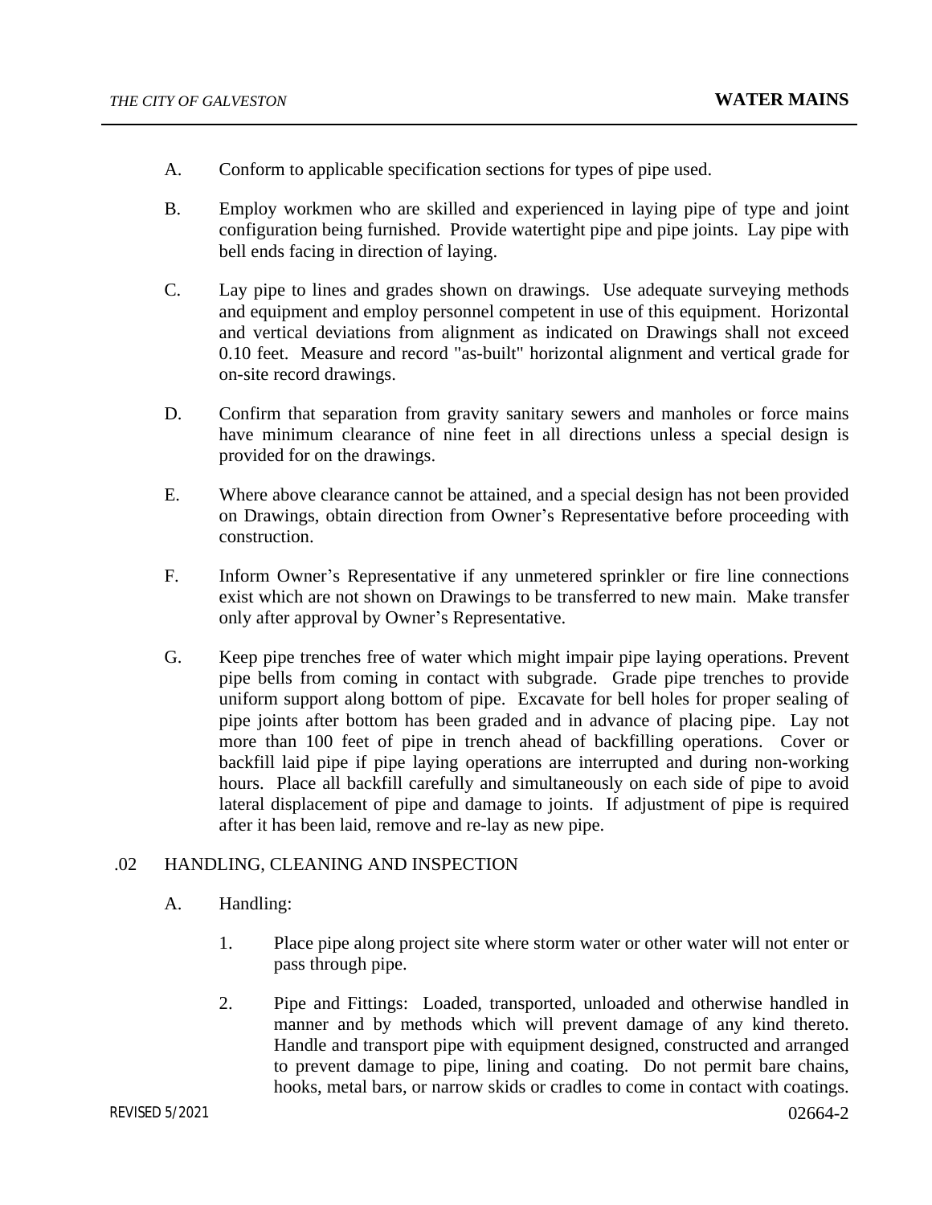A. Conform to applicable specification sections for types of pipe used.

B. Employ workmen who are skilled and experienced in laying pipe of type and joint configuration being furnished. Provide watertight pipe and pipe joints. Lay pipe with bell ends facing in direction of laying.

C. Lay pipe to lines and grades shown on drawings. Use adequate surveying methods and equipment and employ personnel competent in use of this equipment. Horizontal and vertical deviations from alignment as indicated on Drawings shall not exceed 0.10 feet. Measure and record "as-built" horizontal alignment and vertical grade for on-site record drawings.

D. Confirm that separation from gravity sanitary sewers and manholes or force mains have minimum clearance of nine feet in all directions unless a special design is provided for on the drawings.

E. Where above clearance cannot be attained, and a special design has not been provided on Drawings, obtain direction from Owner's Representative before proceeding with construction.

F. Inform Owner's Representative if any unmetered sprinkler or fire line connections exist which are not shown on Drawings to be transferred to new main. Make transfer only after approval by Owner's Representative.

G. Keep pipe trenches free of water which might impair pipe laying operations. Prevent pipe bells from coming in contact with subgrade. Grade pipe trenches to provide uniform support along bottom of pipe. Excavate for bell holes for proper sealing of pipe joints after bottom has been graded and in advance of placing pipe. Lay not more than 100 feet of pipe in trench ahead of backfilling operations. Cover or backfill laid pipe if pipe laying operations are interrupted and during non-working hours. Place all backfill carefully and simultaneously on each side of pipe to avoid lateral displacement of pipe and damage to joints. If adjustment of pipe is required after it has been laid, remove and re-lay as new pipe.

## .02 HANDLING, CLEANING AND INSPECTION

A. Handling:

1. Place pipe along project site where storm water or other water will not enter or pass through pipe.

2. Pipe and Fittings: Loaded, transported, unloaded and otherwise handled in manner and by methods which will prevent damage of any kind thereto. Handle and transport pipe with equipment designed, constructed and arranged to prevent damage to pipe, lining and coating. Do not permit bare chains, hooks, metal bars, or narrow skids or cradles to come in contact with coatings.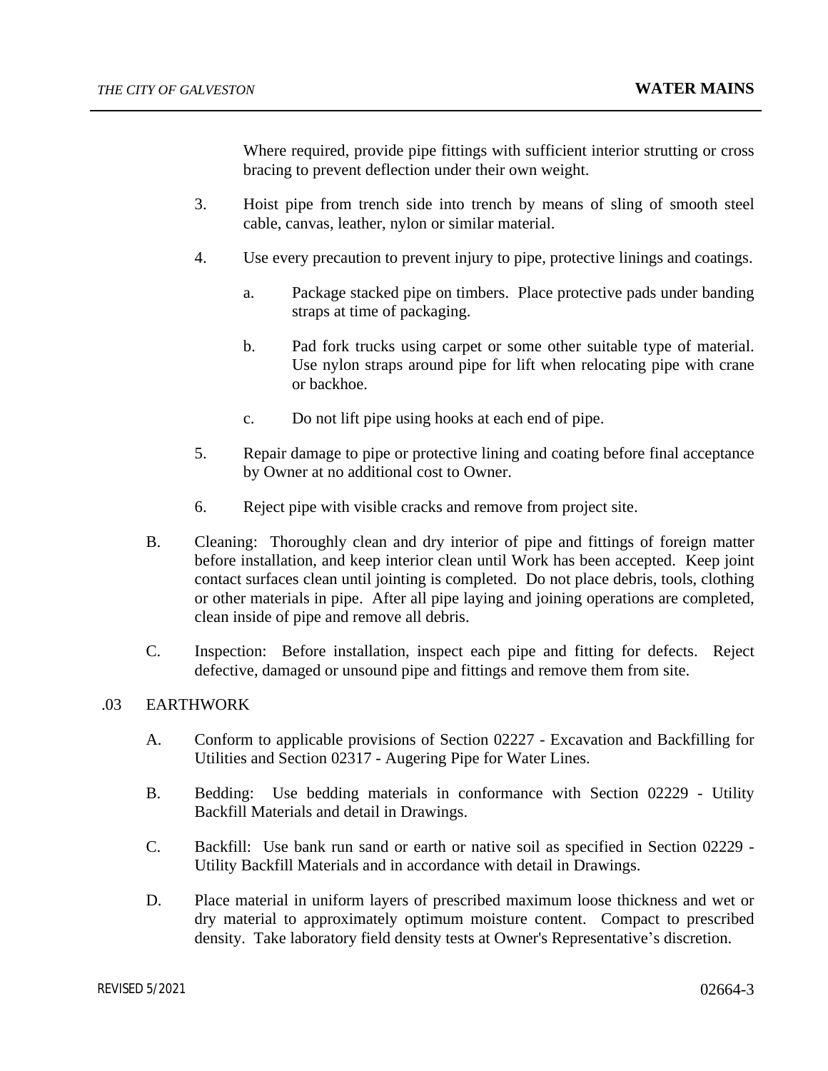Where required, provide pipe fittings with sufficient interior strutting or cross bracing to prevent deflection under their own weight.

3. Hoist pipe from trench side into trench by means of sling of smooth steel cable, canvas, leather, nylon or similar material.

4. Use every precaution to prevent injury to pipe, protective linings and coatings.

   a. Package stacked pipe on timbers. Place protective pads under banding straps at time of packaging.

   b. Pad fork trucks using carpet or some other suitable type of material. Use nylon straps around pipe for lift when relocating pipe with crane or backhoe.

   c. Do not lift pipe using hooks at each end of pipe.

5. Repair damage to pipe or protective lining and coating before final acceptance by Owner at no additional cost to Owner.

6. Reject pipe with visible cracks and remove from project site.

B. Cleaning: Thoroughly clean and dry interior of pipe and fittings of foreign matter before installation, and keep interior clean until Work has been accepted. Keep joint contact surfaces clean until jointing is completed. Do not place debris, tools, clothing or other materials in pipe. After all pipe laying and joining operations are completed, clean inside of pipe and remove all debris.

C. Inspection: Before installation, inspect each pipe and fitting for defects. Reject defective, damaged or unsound pipe and fittings and remove them from site.

## .03 EARTHWORK

A. Conform to applicable provisions of Section 02227 - Excavation and Backfilling for Utilities and Section 02317 - Augering Pipe for Water Lines.

B. Bedding: Use bedding materials in conformance with Section 02229 - Utility Backfill Materials and detail in Drawings.

C. Backfill: Use bank run sand or earth or native soil as specified in Section 02229 - Utility Backfill Materials and in accordance with detail in Drawings.

D. Place material in uniform layers of prescribed maximum loose thickness and wet or dry material to approximately optimum moisture content. Compact to prescribed density. Take laboratory field density tests at Owner's Representative's discretion.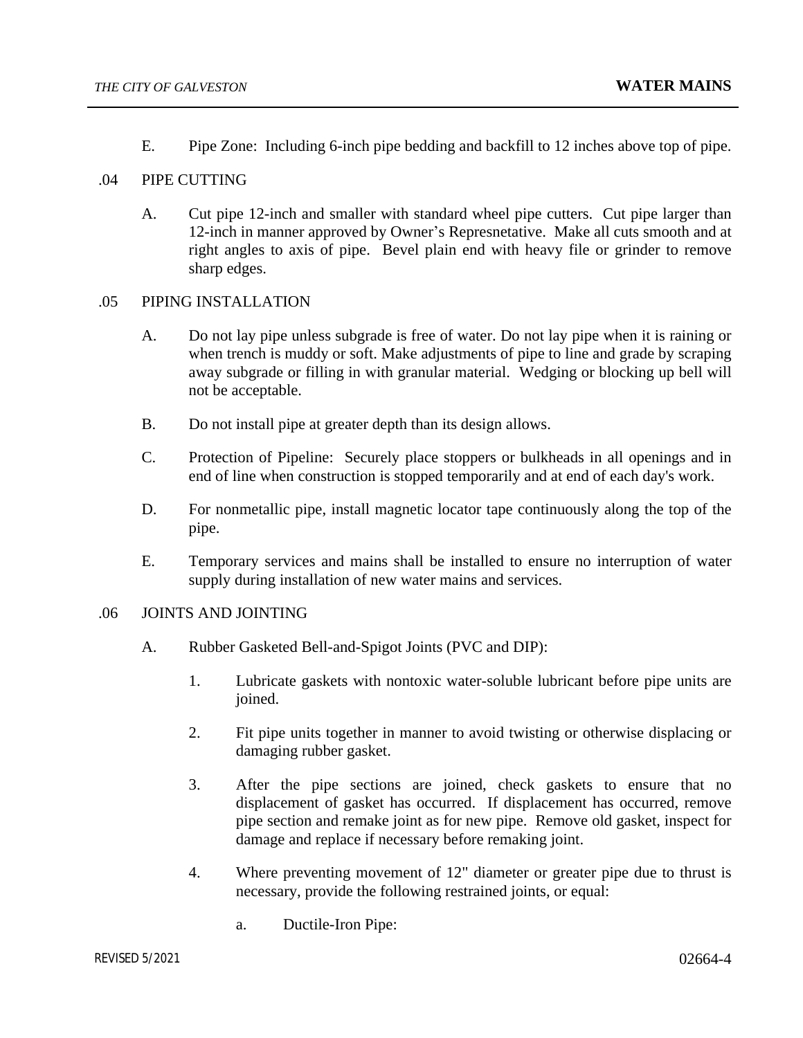E. Pipe Zone: Including 6-inch pipe bedding and backfill to 12 inches above top of pipe.

## .04 PIPE CUTTING

A. Cut pipe 12-inch and smaller with standard wheel pipe cutters. Cut pipe larger than 12-inch in manner approved by Owner's Represnetative. Make all cuts smooth and at right angles to axis of pipe. Bevel plain end with heavy file or grinder to remove sharp edges.

## .05 PIPING INSTALLATION

A. Do not lay pipe unless subgrade is free of water. Do not lay pipe when it is raining or when trench is muddy or soft. Make adjustments of pipe to line and grade by scraping away subgrade or filling in with granular material. Wedging or blocking up bell will not be acceptable.

B. Do not install pipe at greater depth than its design allows.

C. Protection of Pipeline: Securely place stoppers or bulkheads in all openings and in end of line when construction is stopped temporarily and at end of each day's work.

D. For nonmetallic pipe, install magnetic locator tape continuously along the top of the pipe.

E. Temporary services and mains shall be installed to ensure no interruption of water supply during installation of new water mains and services.

## .06 JOINTS AND JOINTING

A. Rubber Gasketed Bell-and-Spigot Joints (PVC and DIP):

1. Lubricate gaskets with nontoxic water-soluble lubricant before pipe units are joined.

2. Fit pipe units together in manner to avoid twisting or otherwise displacing or damaging rubber gasket.

3. After the pipe sections are joined, check gaskets to ensure that no displacement of gasket has occurred. If displacement has occurred, remove pipe section and remake joint as for new pipe. Remove old gasket, inspect for damage and replace if necessary before remaking joint.

4. Where preventing movement of 12" diameter or greater pipe due to thrust is necessary, provide the following restrained joints, or equal:

   a. Ductile-Iron Pipe: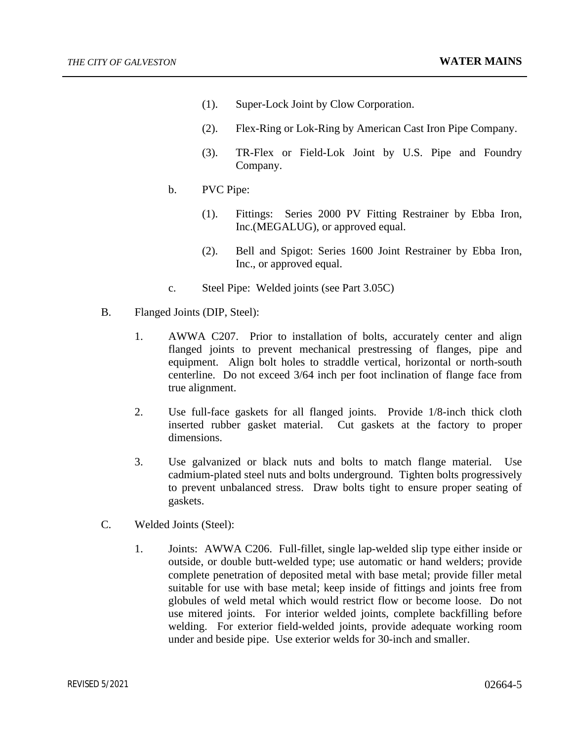(1). Super-Lock Joint by Clow Corporation.

(2). Flex-Ring or Lok-Ring by American Cast Iron Pipe Company.

(3). TR-Flex or Field-Lok Joint by U.S. Pipe and Foundry Company.

b. PVC Pipe:

(1). Fittings: Series 2000 PV Fitting Restrainer by Ebba Iron, Inc.(MEGALUG), or approved equal.

(2). Bell and Spigot: Series 1600 Joint Restrainer by Ebba Iron, Inc., or approved equal.

c. Steel Pipe: Welded joints (see Part 3.05C)

B. Flanged Joints (DIP, Steel):

1. AWWA C207. Prior to installation of bolts, accurately center and align flanged joints to prevent mechanical prestressing of flanges, pipe and equipment. Align bolt holes to straddle vertical, horizontal or north-south centerline. Do not exceed 3/64 inch per foot inclination of flange face from true alignment.

2. Use full-face gaskets for all flanged joints. Provide 1/8-inch thick cloth inserted rubber gasket material. Cut gaskets at the factory to proper dimensions.

3. Use galvanized or black nuts and bolts to match flange material. Use cadmium-plated steel nuts and bolts underground. Tighten bolts progressively to prevent unbalanced stress. Draw bolts tight to ensure proper seating of gaskets.

C. Welded Joints (Steel):

1. Joints: AWWA C206. Full-fillet, single lap-welded slip type either inside or outside, or double butt-welded type; use automatic or hand welders; provide complete penetration of deposited metal with base metal; provide filler metal suitable for use with base metal; keep inside of fittings and joints free from globules of weld metal which would restrict flow or become loose. Do not use mitered joints. For interior welded joints, complete backfilling before welding. For exterior field-welded joints, provide adequate working room under and beside pipe. Use exterior welds for 30-inch and smaller.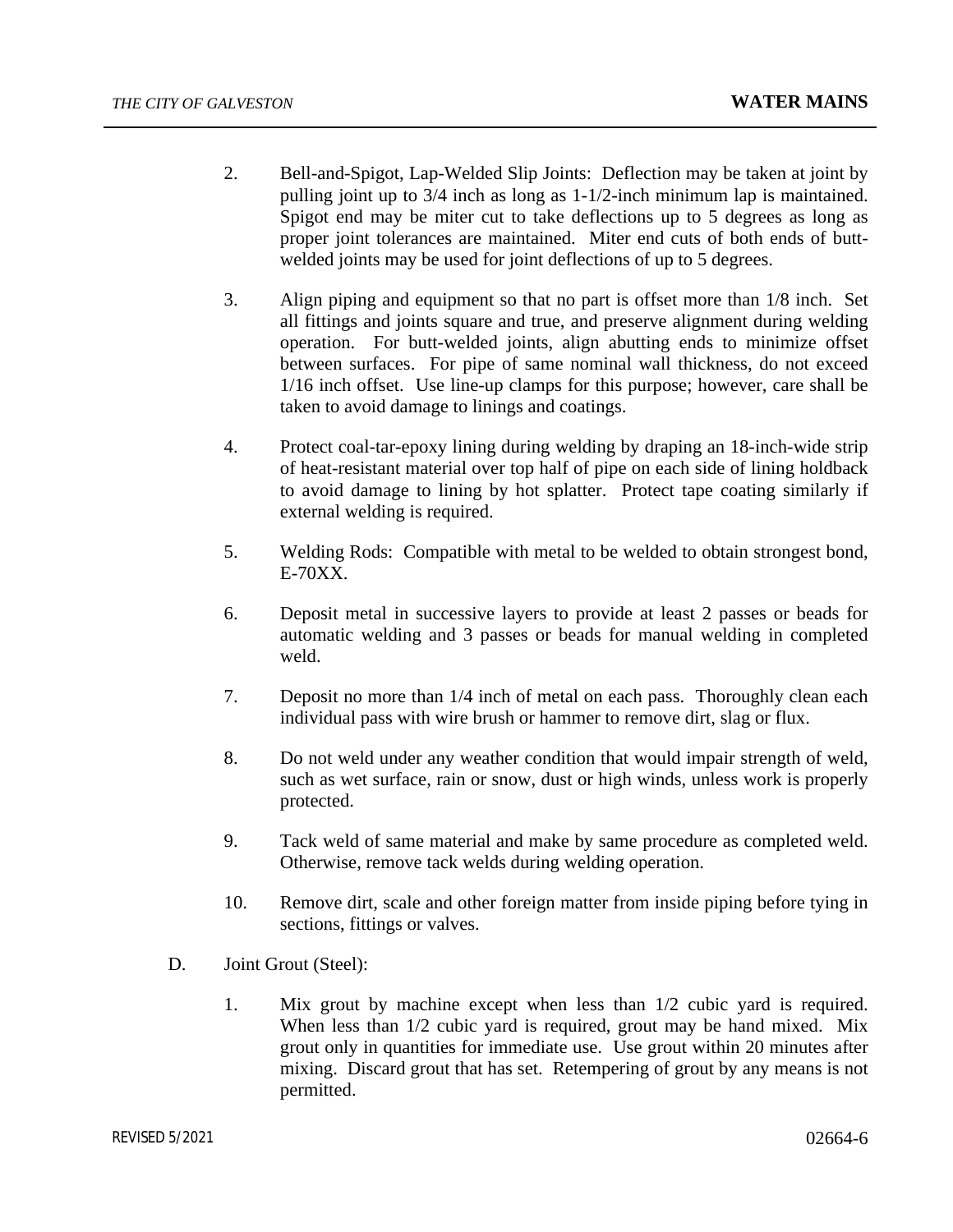2. Bell-and-Spigot, Lap-Welded Slip Joints: Deflection may be taken at joint by pulling joint up to 3/4 inch as long as 1-1/2-inch minimum lap is maintained. Spigot end may be miter cut to take deflections up to 5 degrees as long as proper joint tolerances are maintained. Miter end cuts of both ends of butt-welded joints may be used for joint deflections of up to 5 degrees.

3. Align piping and equipment so that no part is offset more than 1/8 inch. Set all fittings and joints square and true, and preserve alignment during welding operation. For butt-welded joints, align abutting ends to minimize offset between surfaces. For pipe of same nominal wall thickness, do not exceed 1/16 inch offset. Use line-up clamps for this purpose; however, care shall be taken to avoid damage to linings and coatings.

4. Protect coal-tar-epoxy lining during welding by draping an 18-inch-wide strip of heat-resistant material over top half of pipe on each side of lining holdback to avoid damage to lining by hot splatter. Protect tape coating similarly if external welding is required.

5. Welding Rods: Compatible with metal to be welded to obtain strongest bond, E-70XX.

6. Deposit metal in successive layers to provide at least 2 passes or beads for automatic welding and 3 passes or beads for manual welding in completed weld.

7. Deposit no more than 1/4 inch of metal on each pass. Thoroughly clean each individual pass with wire brush or hammer to remove dirt, slag or flux.

8. Do not weld under any weather condition that would impair strength of weld, such as wet surface, rain or snow, dust or high winds, unless work is properly protected.

9. Tack weld of same material and make by same procedure as completed weld. Otherwise, remove tack welds during welding operation.

10. Remove dirt, scale and other foreign matter from inside piping before tying in sections, fittings or valves.

D. Joint Grout (Steel):

1. Mix grout by machine except when less than 1/2 cubic yard is required. When less than 1/2 cubic yard is required, grout may be hand mixed. Mix grout only in quantities for immediate use. Use grout within 20 minutes after mixing. Discard grout that has set. Retempering of grout by any means is not permitted.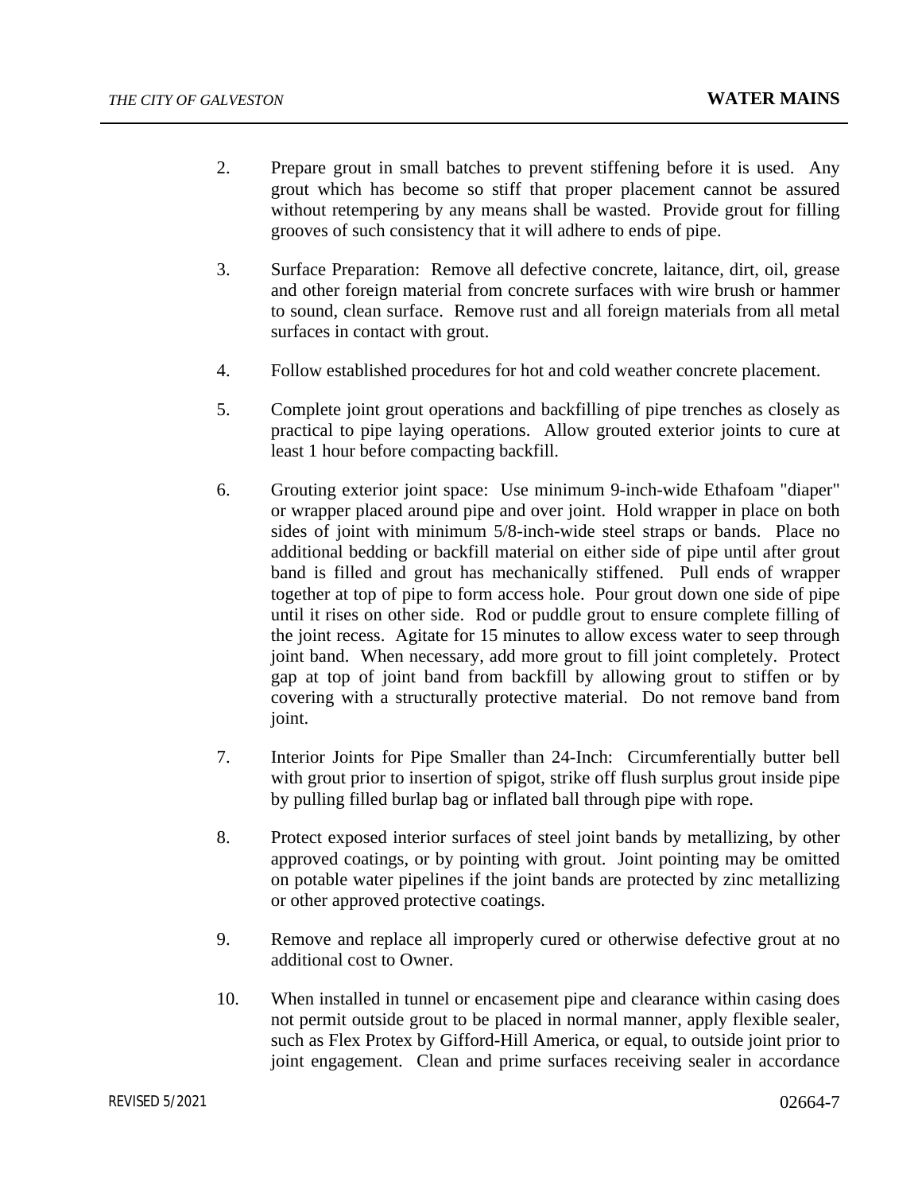2. Prepare grout in small batches to prevent stiffening before it is used. Any grout which has become so stiff that proper placement cannot be assured without retempering by any means shall be wasted. Provide grout for filling grooves of such consistency that it will adhere to ends of pipe.

3. Surface Preparation: Remove all defective concrete, laitance, dirt, oil, grease and other foreign material from concrete surfaces with wire brush or hammer to sound, clean surface. Remove rust and all foreign materials from all metal surfaces in contact with grout.

4. Follow established procedures for hot and cold weather concrete placement.

5. Complete joint grout operations and backfilling of pipe trenches as closely as practical to pipe laying operations. Allow grouted exterior joints to cure at least 1 hour before compacting backfill.

6. Grouting exterior joint space: Use minimum 9-inch-wide Ethafoam "diaper" or wrapper placed around pipe and over joint. Hold wrapper in place on both sides of joint with minimum 5/8-inch-wide steel straps or bands. Place no additional bedding or backfill material on either side of pipe until after grout band is filled and grout has mechanically stiffened. Pull ends of wrapper together at top of pipe to form access hole. Pour grout down one side of pipe until it rises on other side. Rod or puddle grout to ensure complete filling of the joint recess. Agitate for 15 minutes to allow excess water to seep through joint band. When necessary, add more grout to fill joint completely. Protect gap at top of joint band from backfill by allowing grout to stiffen or by covering with a structurally protective material. Do not remove band from joint.

7. Interior Joints for Pipe Smaller than 24-Inch: Circumferentially butter bell with grout prior to insertion of spigot, strike off flush surplus grout inside pipe by pulling filled burlap bag or inflated ball through pipe with rope.

8. Protect exposed interior surfaces of steel joint bands by metallizing, by other approved coatings, or by pointing with grout. Joint pointing may be omitted on potable water pipelines if the joint bands are protected by zinc metallizing or other approved protective coatings.

9. Remove and replace all improperly cured or otherwise defective grout at no additional cost to Owner.

10. When installed in tunnel or encasement pipe and clearance within casing does not permit outside grout to be placed in normal manner, apply flexible sealer, such as Flex Protex by Gifford-Hill America, or equal, to outside joint prior to joint engagement. Clean and prime surfaces receiving sealer in accordance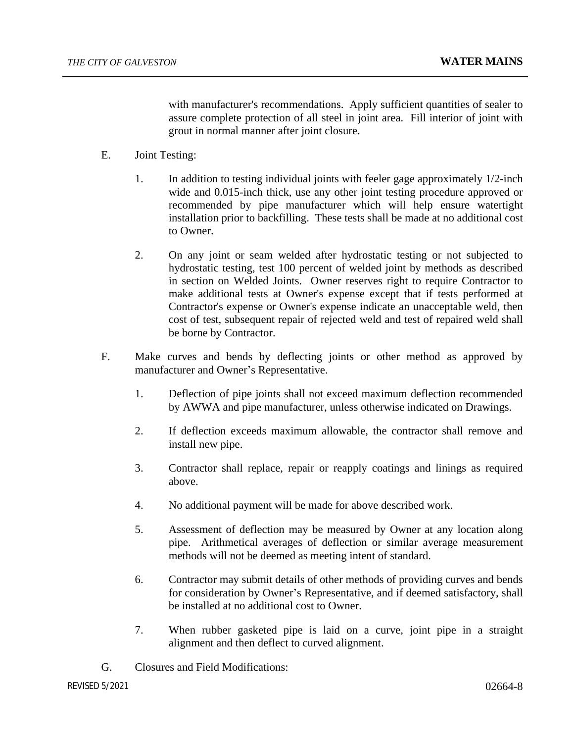with manufacturer's recommendations. Apply sufficient quantities of sealer to assure complete protection of all steel in joint area. Fill interior of joint with grout in normal manner after joint closure.

E. Joint Testing:

   1. In addition to testing individual joints with feeler gage approximately 1/2-inch wide and 0.015-inch thick, use any other joint testing procedure approved or recommended by pipe manufacturer which will help ensure watertight installation prior to backfilling. These tests shall be made at no additional cost to Owner.

   2. On any joint or seam welded after hydrostatic testing or not subjected to hydrostatic testing, test 100 percent of welded joint by methods as described in section on Welded Joints. Owner reserves right to require Contractor to make additional tests at Owner's expense except that if tests performed at Contractor's expense or Owner's expense indicate an unacceptable weld, then cost of test, subsequent repair of rejected weld and test of repaired weld shall be borne by Contractor.

F. Make curves and bends by deflecting joints or other method as approved by manufacturer and Owner's Representative.

   1. Deflection of pipe joints shall not exceed maximum deflection recommended by AWWA and pipe manufacturer, unless otherwise indicated on Drawings.

   2. If deflection exceeds maximum allowable, the contractor shall remove and install new pipe.

   3. Contractor shall replace, repair or reapply coatings and linings as required above.

   4. No additional payment will be made for above described work.

   5. Assessment of deflection may be measured by Owner at any location along pipe. Arithmetical averages of deflection or similar average measurement methods will not be deemed as meeting intent of standard.

   6. Contractor may submit details of other methods of providing curves and bends for consideration by Owner's Representative, and if deemed satisfactory, shall be installed at no additional cost to Owner.

   7. When rubber gasketed pipe is laid on a curve, joint pipe in a straight alignment and then deflect to curved alignment.

G. Closures and Field Modifications: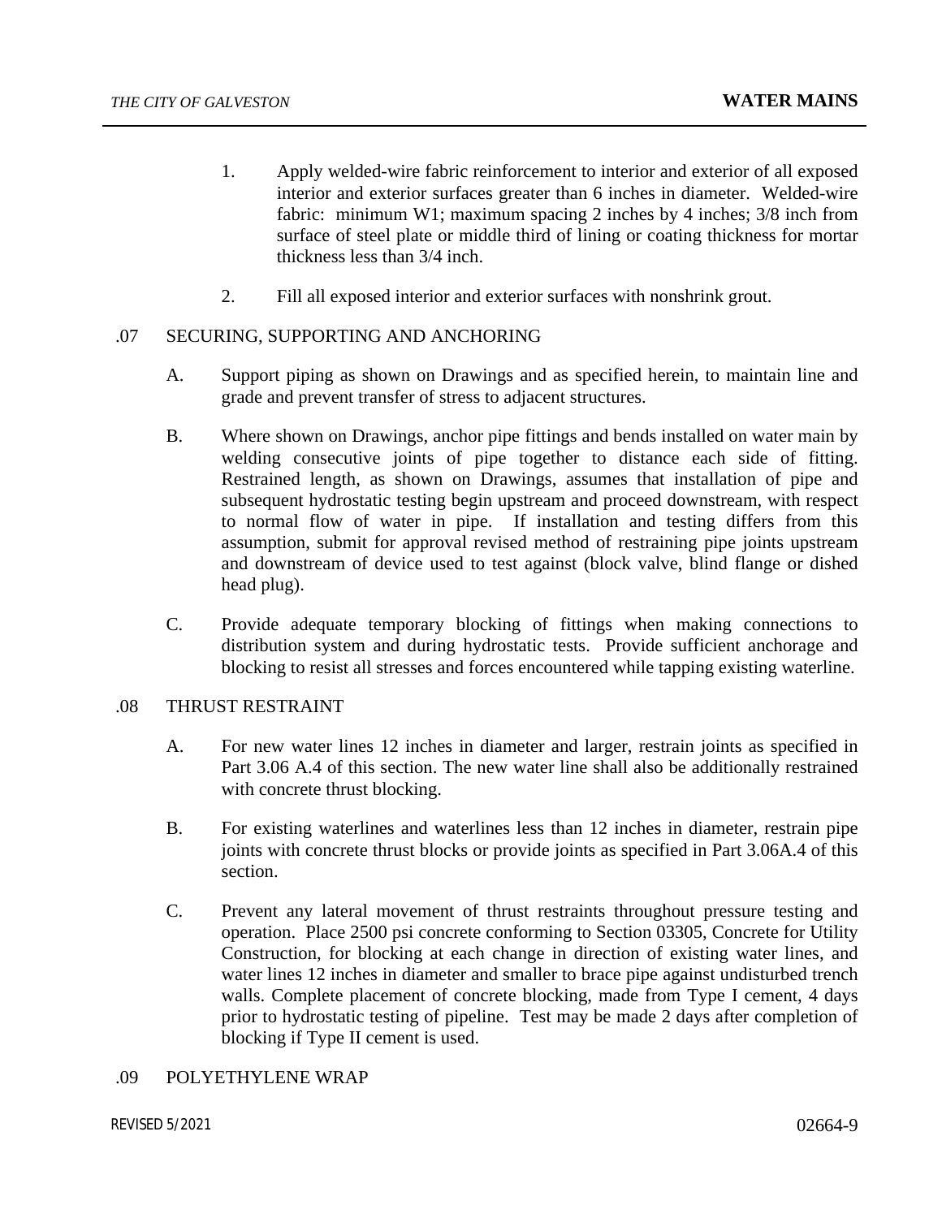1. Apply welded-wire fabric reinforcement to interior and exterior of all exposed interior and exterior surfaces greater than 6 inches in diameter. Welded-wire fabric: minimum W1; maximum spacing 2 inches by 4 inches; 3/8 inch from surface of steel plate or middle third of lining or coating thickness for mortar thickness less than 3/4 inch.

2. Fill all exposed interior and exterior surfaces with nonshrink grout.

## .07 SECURING, SUPPORTING AND ANCHORING

A. Support piping as shown on Drawings and as specified herein, to maintain line and grade and prevent transfer of stress to adjacent structures.

B. Where shown on Drawings, anchor pipe fittings and bends installed on water main by welding consecutive joints of pipe together to distance each side of fitting. Restrained length, as shown on Drawings, assumes that installation of pipe and subsequent hydrostatic testing begin upstream and proceed downstream, with respect to normal flow of water in pipe. If installation and testing differs from this assumption, submit for approval revised method of restraining pipe joints upstream and downstream of device used to test against (block valve, blind flange or dished head plug).

C. Provide adequate temporary blocking of fittings when making connections to distribution system and during hydrostatic tests. Provide sufficient anchorage and blocking to resist all stresses and forces encountered while tapping existing waterline.

## .08 THRUST RESTRAINT

A. For new water lines 12 inches in diameter and larger, restrain joints as specified in Part 3.06 A.4 of this section. The new water line shall also be additionally restrained with concrete thrust blocking.

B. For existing waterlines and waterlines less than 12 inches in diameter, restrain pipe joints with concrete thrust blocks or provide joints as specified in Part 3.06A.4 of this section.

C. Prevent any lateral movement of thrust restraints throughout pressure testing and operation. Place 2500 psi concrete conforming to Section 03305, Concrete for Utility Construction, for blocking at each change in direction of existing water lines, and water lines 12 inches in diameter and smaller to brace pipe against undisturbed trench walls. Complete placement of concrete blocking, made from Type I cement, 4 days prior to hydrostatic testing of pipeline. Test may be made 2 days after completion of blocking if Type II cement is used.

## .09 POLYETHYLENE WRAP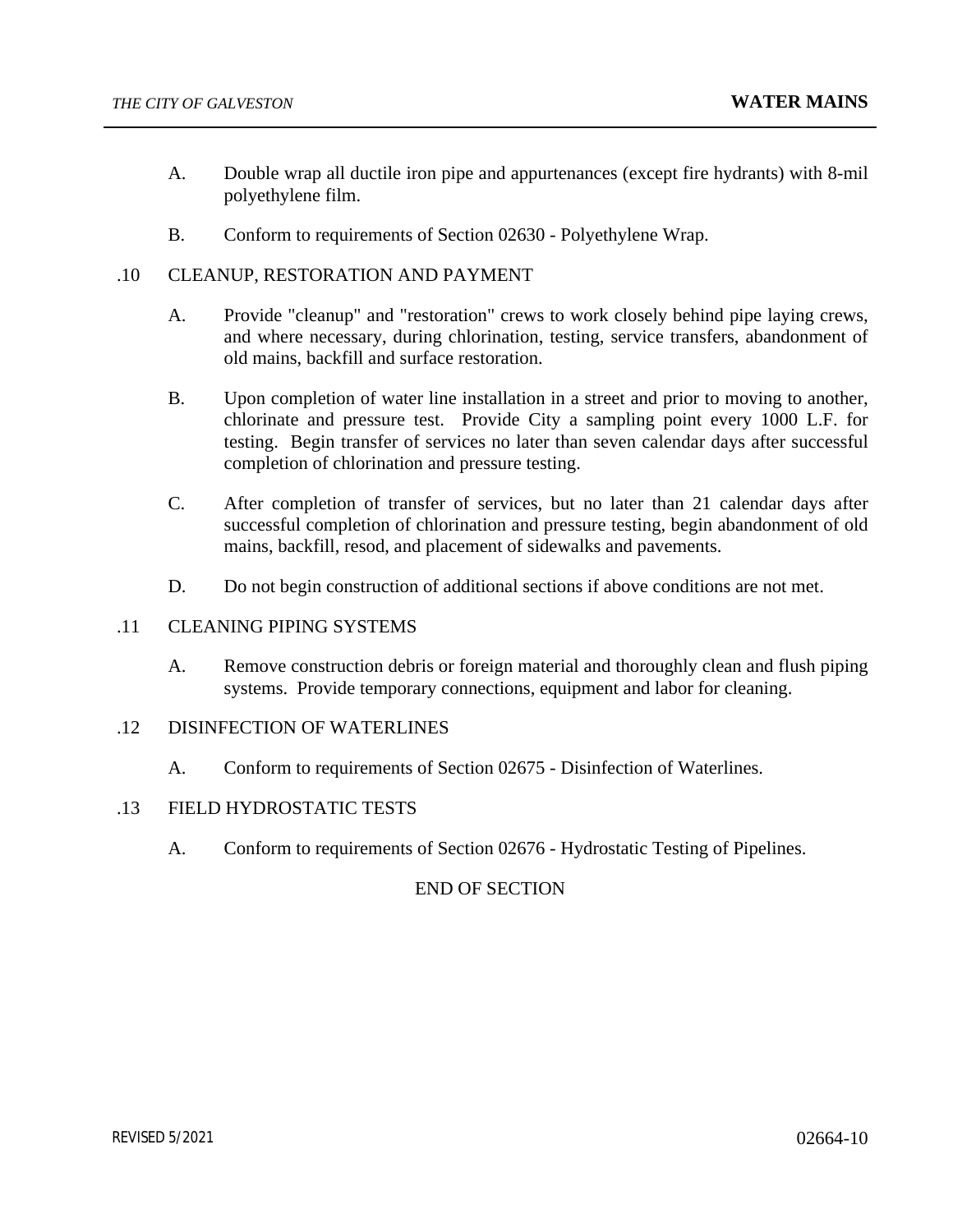A. Double wrap all ductile iron pipe and appurtenances (except fire hydrants) with 8-mil polyethylene film.

B. Conform to requirements of Section 02630 - Polyethylene Wrap.

.10 CLEANUP, RESTORATION AND PAYMENT

A. Provide "cleanup" and "restoration" crews to work closely behind pipe laying crews, and where necessary, during chlorination, testing, service transfers, abandonment of old mains, backfill and surface restoration.

B. Upon completion of water line installation in a street and prior to moving to another, chlorinate and pressure test. Provide City a sampling point every 1000 L.F. for testing. Begin transfer of services no later than seven calendar days after successful completion of chlorination and pressure testing.

C. After completion of transfer of services, but no later than 21 calendar days after successful completion of chlorination and pressure testing, begin abandonment of old mains, backfill, resod, and placement of sidewalks and pavements.

D. Do not begin construction of additional sections if above conditions are not met.

.11 CLEANING PIPING SYSTEMS

A. Remove construction debris or foreign material and thoroughly clean and flush piping systems. Provide temporary connections, equipment and labor for cleaning.

.12 DISINFECTION OF WATERLINES

A. Conform to requirements of Section 02675 - Disinfection of Waterlines.

.13 FIELD HYDROSTATIC TESTS

A. Conform to requirements of Section 02676 - Hydrostatic Testing of Pipelines.

END OF SECTION